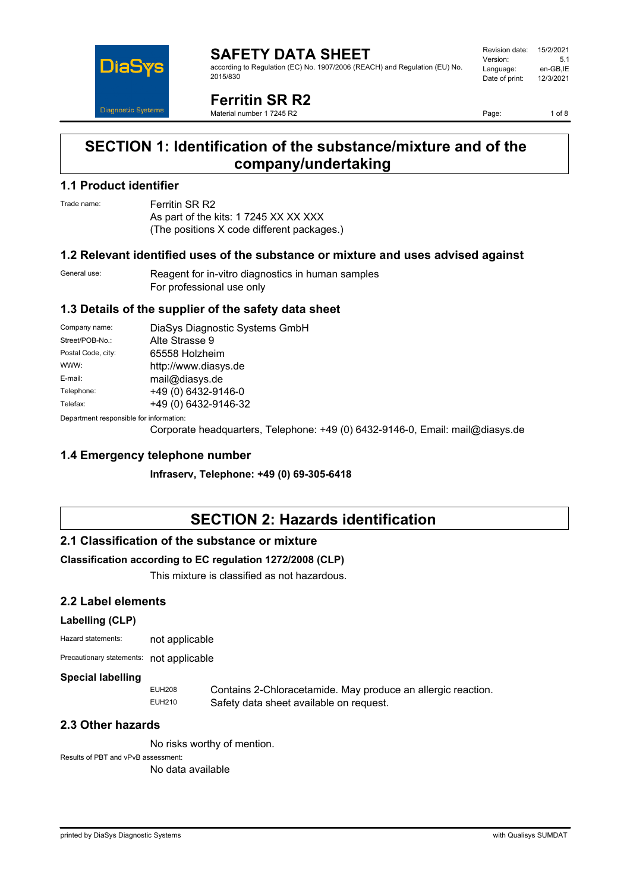# SAFETY DATA SHEET

according to Regulation (EC) No. 1907/2006 (REACH) and Regulation (EU) No. 2015/830

| | |
|---|---|
| Revision date: | 15/2/2021 |
| Version: | 5.1 |
| Language: | en-GB,IE |
| Date of print: | 12/3/2021 |

# Ferritin SR R2

Material number 1 7245 R2

## SECTION 1: Identification of the substance/mixture and of the company/undertaking

### 1.1 Product identifier

Trade name: Ferritin SR R2
As part of the kits: 1 7245 XX XX XXX
(The positions X code different packages.)

### 1.2 Relevant identified uses of the substance or mixture and uses advised against

General use: Reagent for in-vitro diagnostics in human samples
For professional use only

### 1.3 Details of the supplier of the safety data sheet

| | |
|---|---|
| Company name: | DiaSys Diagnostic Systems GmbH |
| Street/POB-No.: | Alte Strasse 9 |
| Postal Code, city: | 65558 Holzheim |
| WWW: | http://www.diasys.de |
| E-mail: | mail@diasys.de |
| Telephone: | +49 (0) 6432-9146-0 |
| Telefax: | +49 (0) 6432-9146-32 |

Department responsible for information:
Corporate headquarters, Telephone: +49 (0) 6432-9146-0, Email: mail@diasys.de

### 1.4 Emergency telephone number

**Infraserv, Telephone: +49 (0) 69-305-6418**

## SECTION 2: Hazards identification

### 2.1 Classification of the substance or mixture

**Classification according to EC regulation 1272/2008 (CLP)**

This mixture is classified as not hazardous.

### 2.2 Label elements

**Labelling (CLP)**

Hazard statements: not applicable

Precautionary statements: not applicable

**Special labelling**

| | |
|---|---|
| EUH208 | Contains 2-Chloracetamide. May produce an allergic reaction. |
| EUH210 | Safety data sheet available on request. |

### 2.3 Other hazards

No risks worthy of mention.

Results of PBT and vPvB assessment:
No data available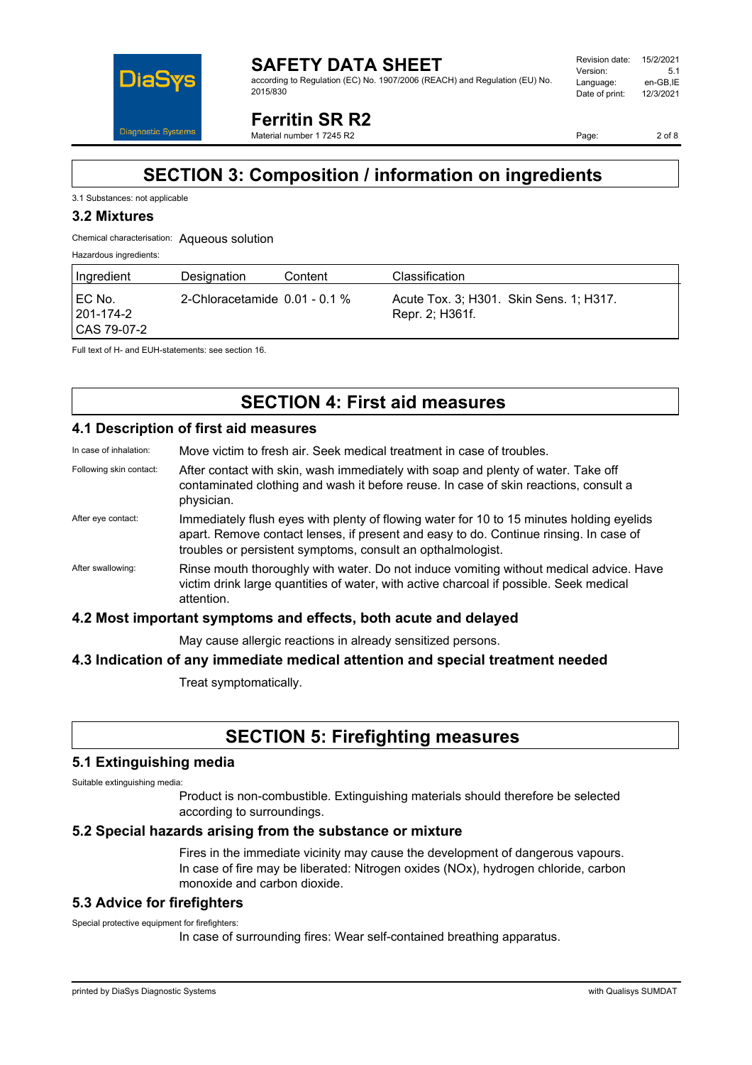## SECTION 3: Composition / information on ingredients

3.1 Substances: not applicable

### 3.2 Mixtures

Chemical characterisation: Aqueous solution

Hazardous ingredients:

| Ingredient | Designation | Content | Classification |
|---|---|---|---|
| EC No. 201-174-2 CAS 79-07-2 | 2-Chloracetamide | 0.01 - 0.1 % | Acute Tox. 3; H301. Skin Sens. 1; H317. Repr. 2; H361f. |

Full text of H- and EUH-statements: see section 16.

## SECTION 4: First aid measures

### 4.1 Description of first aid measures

In case of inhalation: Move victim to fresh air. Seek medical treatment in case of troubles.

Following skin contact: After contact with skin, wash immediately with soap and plenty of water. Take off contaminated clothing and wash it before reuse. In case of skin reactions, consult a physician.

After eye contact: Immediately flush eyes with plenty of flowing water for 10 to 15 minutes holding eyelids apart. Remove contact lenses, if present and easy to do. Continue rinsing. In case of troubles or persistent symptoms, consult an opthalmologist.

After swallowing: Rinse mouth thoroughly with water. Do not induce vomiting without medical advice. Have victim drink large quantities of water, with active charcoal if possible. Seek medical attention.

### 4.2 Most important symptoms and effects, both acute and delayed

May cause allergic reactions in already sensitized persons.

### 4.3 Indication of any immediate medical attention and special treatment needed

Treat symptomatically.

## SECTION 5: Firefighting measures

### 5.1 Extinguishing media

Suitable extinguishing media:

Product is non-combustible. Extinguishing materials should therefore be selected according to surroundings.

### 5.2 Special hazards arising from the substance or mixture

Fires in the immediate vicinity may cause the development of dangerous vapours. In case of fire may be liberated: Nitrogen oxides (NOx), hydrogen chloride, carbon monoxide and carbon dioxide.

### 5.3 Advice for firefighters

Special protective equipment for firefighters:

In case of surrounding fires: Wear self-contained breathing apparatus.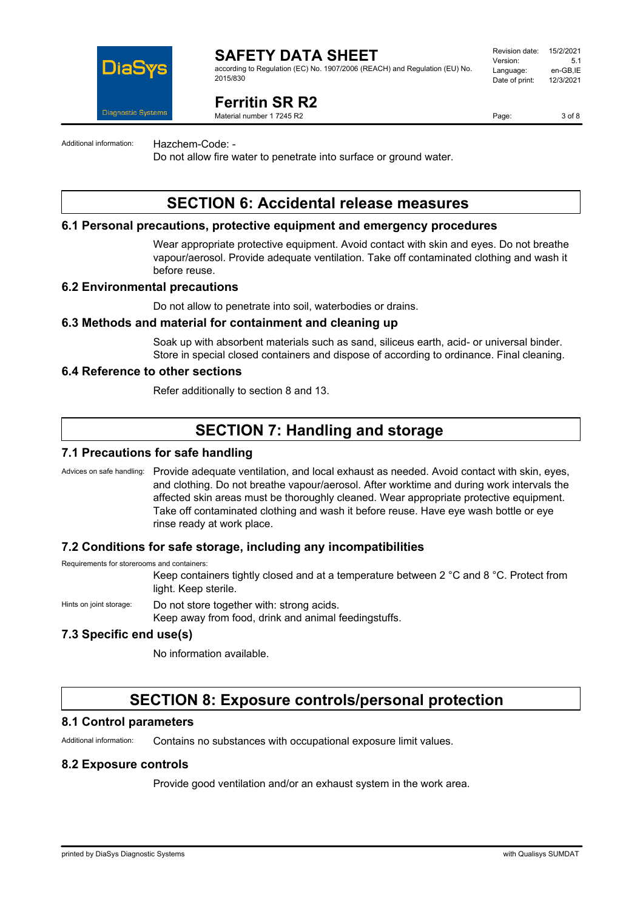Additional information: Hazchem-Code: -

Do not allow fire water to penetrate into surface or ground water.

# SECTION 6: Accidental release measures

## 6.1 Personal precautions, protective equipment and emergency procedures

Wear appropriate protective equipment. Avoid contact with skin and eyes. Do not breathe vapour/aerosol. Provide adequate ventilation. Take off contaminated clothing and wash it before reuse.

## 6.2 Environmental precautions

Do not allow to penetrate into soil, waterbodies or drains.

## 6.3 Methods and material for containment and cleaning up

Soak up with absorbent materials such as sand, siliceous earth, acid- or universal binder. Store in special closed containers and dispose of according to ordinance. Final cleaning.

## 6.4 Reference to other sections

Refer additionally to section 8 and 13.

# SECTION 7: Handling and storage

## 7.1 Precautions for safe handling

Advices on safe handling: Provide adequate ventilation, and local exhaust as needed. Avoid contact with skin, eyes, and clothing. Do not breathe vapour/aerosol. After worktime and during work intervals the affected skin areas must be thoroughly cleaned. Wear appropriate protective equipment. Take off contaminated clothing and wash it before reuse. Have eye wash bottle or eye rinse ready at work place.

## 7.2 Conditions for safe storage, including any incompatibilities

Requirements for storerooms and containers:

Keep containers tightly closed and at a temperature between 2 °C and 8 °C. Protect from light. Keep sterile.

Hints on joint storage: Do not store together with: strong acids.

Keep away from food, drink and animal feedingstuffs.

## 7.3 Specific end use(s)

No information available.

# SECTION 8: Exposure controls/personal protection

## 8.1 Control parameters

Additional information: Contains no substances with occupational exposure limit values.

## 8.2 Exposure controls

Provide good ventilation and/or an exhaust system in the work area.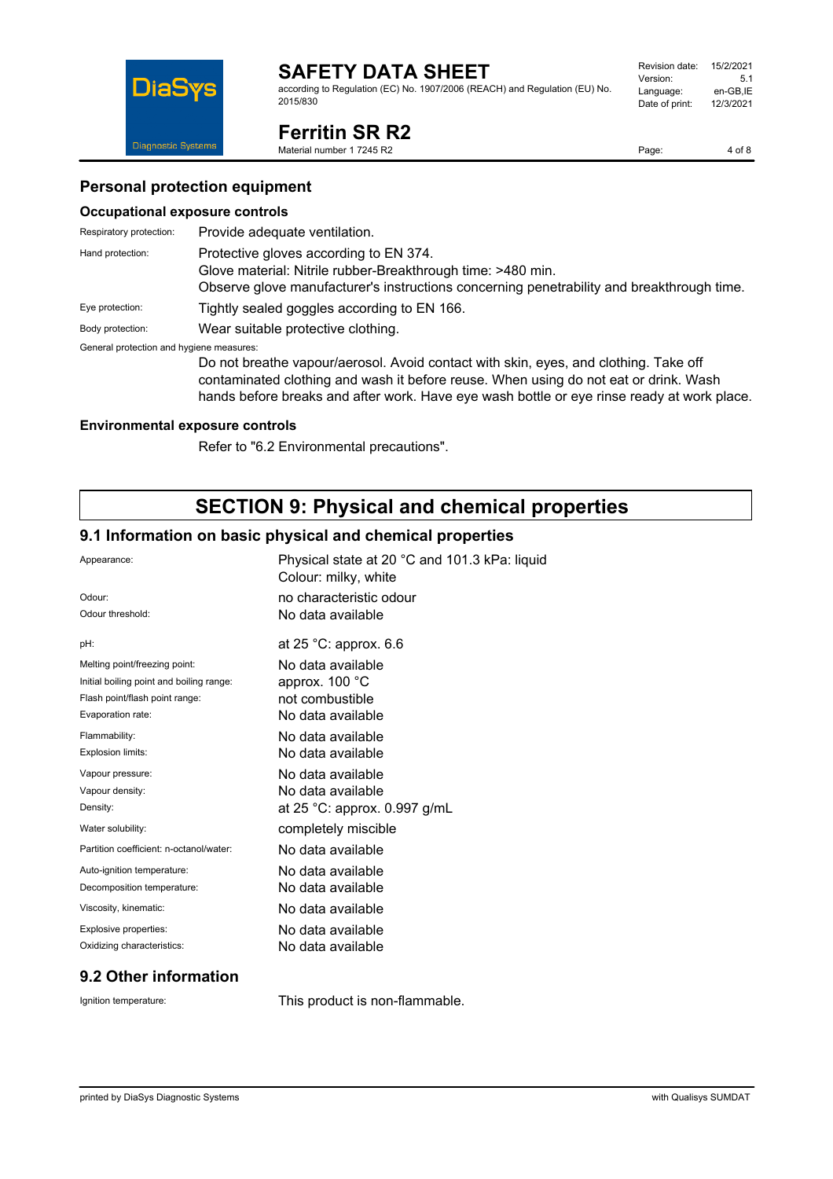## Personal protection equipment

### Occupational exposure controls

| | |
|---|---|
| Respiratory protection: | Provide adequate ventilation. |
| Hand protection: | Protective gloves according to EN 374.<br>Glove material: Nitrile rubber-Breakthrough time: >480 min.<br>Observe glove manufacturer's instructions concerning penetrability and breakthrough time. |
| Eye protection: | Tightly sealed goggles according to EN 166. |
| Body protection: | Wear suitable protective clothing. |

General protection and hygiene measures:

Do not breathe vapour/aerosol. Avoid contact with skin, eyes, and clothing. Take off contaminated clothing and wash it before reuse. When using do not eat or drink. Wash hands before breaks and after work. Have eye wash bottle or eye rinse ready at work place.

### Environmental exposure controls

Refer to "6.2 Environmental precautions".

# SECTION 9: Physical and chemical properties

## 9.1 Information on basic physical and chemical properties

| | |
|---|---|
| Appearance: | Physical state at 20 °C and 101.3 kPa: liquid<br>Colour: milky, white |
| Odour: | no characteristic odour |
| Odour threshold: | No data available |
| pH: | at 25 °C: approx. 6.6 |
| Melting point/freezing point: | No data available |
| Initial boiling point and boiling range: | approx. 100 °C |
| Flash point/flash point range: | not combustible |
| Evaporation rate: | No data available |
| Flammability: | No data available |
| Explosion limits: | No data available |
| Vapour pressure: | No data available |
| Vapour density: | No data available |
| Density: | at 25 °C: approx. 0.997 g/mL |
| Water solubility: | completely miscible |
| Partition coefficient: n-octanol/water: | No data available |
| Auto-ignition temperature: | No data available |
| Decomposition temperature: | No data available |
| Viscosity, kinematic: | No data available |
| Explosive properties: | No data available |
| Oxidizing characteristics: | No data available |

## 9.2 Other information

| | |
|---|---|
| Ignition temperature: | This product is non-flammable. |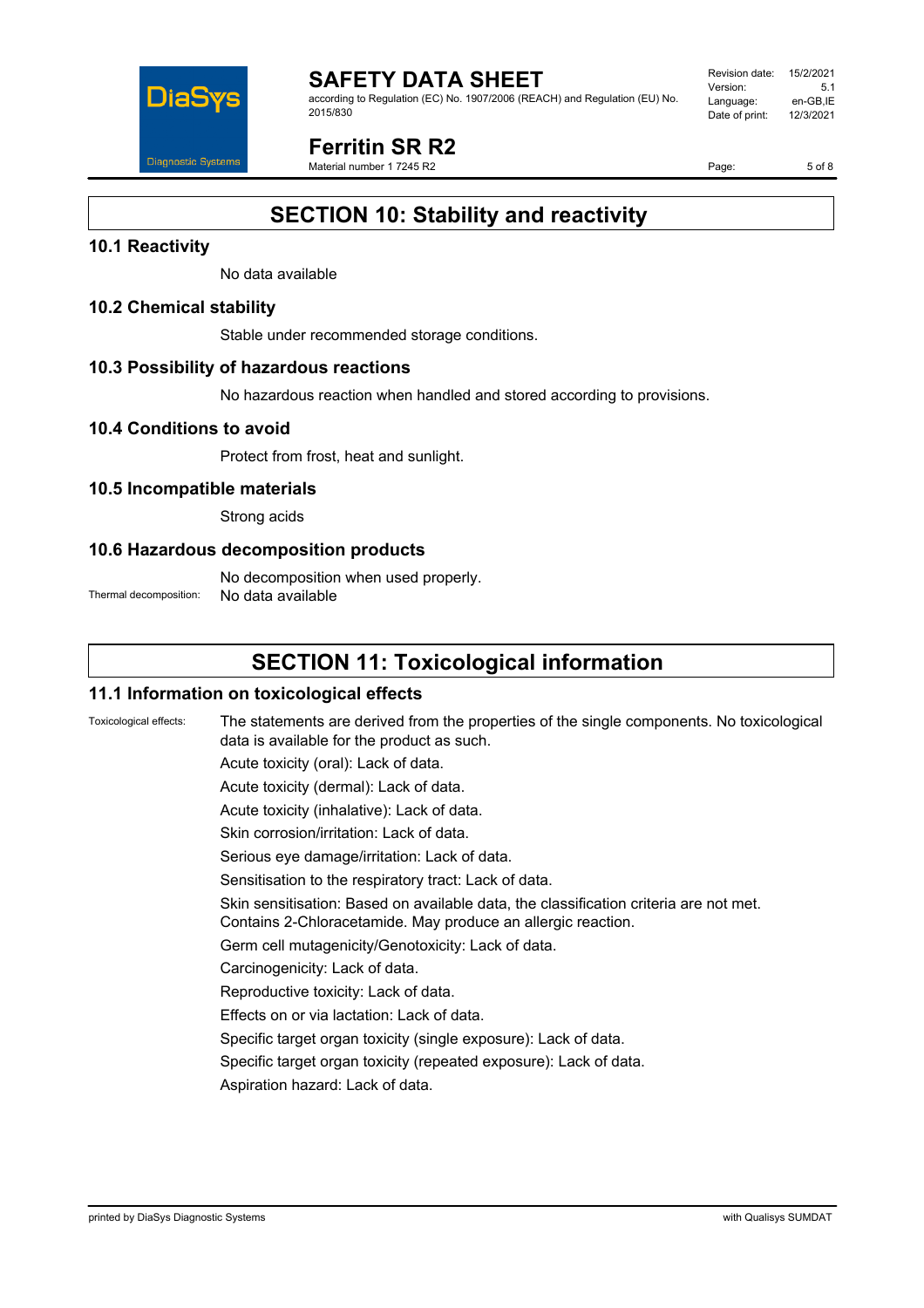# SECTION 10: Stability and reactivity

## 10.1 Reactivity

No data available

## 10.2 Chemical stability

Stable under recommended storage conditions.

## 10.3 Possibility of hazardous reactions

No hazardous reaction when handled and stored according to provisions.

## 10.4 Conditions to avoid

Protect from frost, heat and sunlight.

## 10.5 Incompatible materials

Strong acids

## 10.6 Hazardous decomposition products

No decomposition when used properly.

Thermal decomposition: No data available

# SECTION 11: Toxicological information

## 11.1 Information on toxicological effects

Toxicological effects: The statements are derived from the properties of the single components. No toxicological data is available for the product as such.

Acute toxicity (oral): Lack of data.

Acute toxicity (dermal): Lack of data.

Acute toxicity (inhalative): Lack of data.

Skin corrosion/irritation: Lack of data.

Serious eye damage/irritation: Lack of data.

Sensitisation to the respiratory tract: Lack of data.

Skin sensitisation: Based on available data, the classification criteria are not met.
Contains 2-Chloracetamide. May produce an allergic reaction.

Germ cell mutagenicity/Genotoxicity: Lack of data.

Carcinogenicity: Lack of data.

Reproductive toxicity: Lack of data.

Effects on or via lactation: Lack of data.

Specific target organ toxicity (single exposure): Lack of data.

Specific target organ toxicity (repeated exposure): Lack of data.

Aspiration hazard: Lack of data.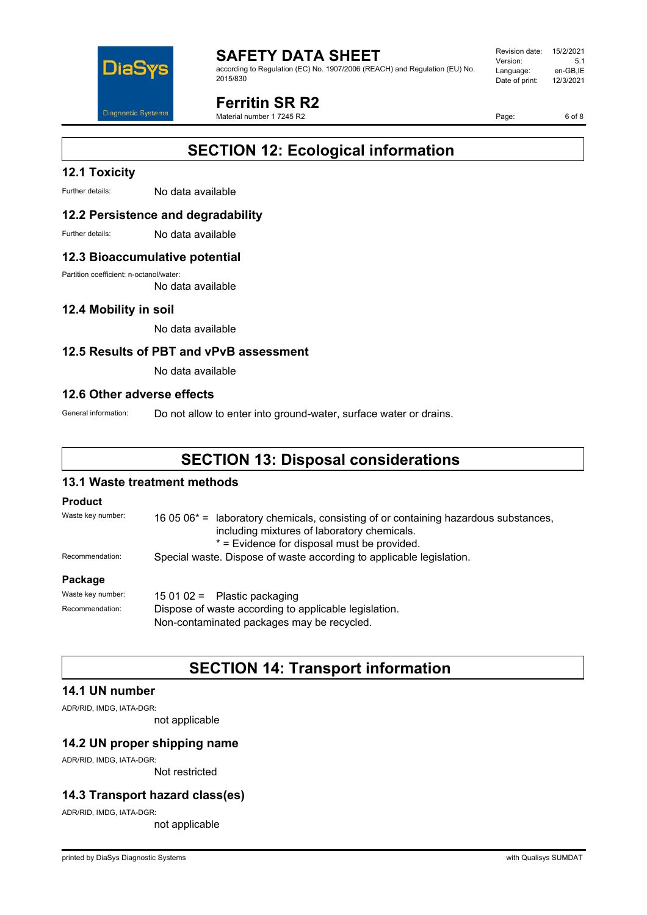# SECTION 12: Ecological information

## 12.1 Toxicity

Further details: No data available

## 12.2 Persistence and degradability

Further details: No data available

## 12.3 Bioaccumulative potential

Partition coefficient: n-octanol/water:

No data available

## 12.4 Mobility in soil

No data available

## 12.5 Results of PBT and vPvB assessment

No data available

## 12.6 Other adverse effects

General information: Do not allow to enter into ground-water, surface water or drains.

# SECTION 13: Disposal considerations

## 13.1 Waste treatment methods

### Product

Waste key number: 16 05 06* = laboratory chemicals, consisting of or containing hazardous substances, including mixtures of laboratory chemicals.
* = Evidence for disposal must be provided.

Recommendation: Special waste. Dispose of waste according to applicable legislation.

### Package

Waste key number: 15 01 02 = Plastic packaging

Recommendation: Dispose of waste according to applicable legislation.
Non-contaminated packages may be recycled.

# SECTION 14: Transport information

## 14.1 UN number

ADR/RID, IMDG, IATA-DGR:

not applicable

## 14.2 UN proper shipping name

ADR/RID, IMDG, IATA-DGR:

Not restricted

## 14.3 Transport hazard class(es)

ADR/RID, IMDG, IATA-DGR:

not applicable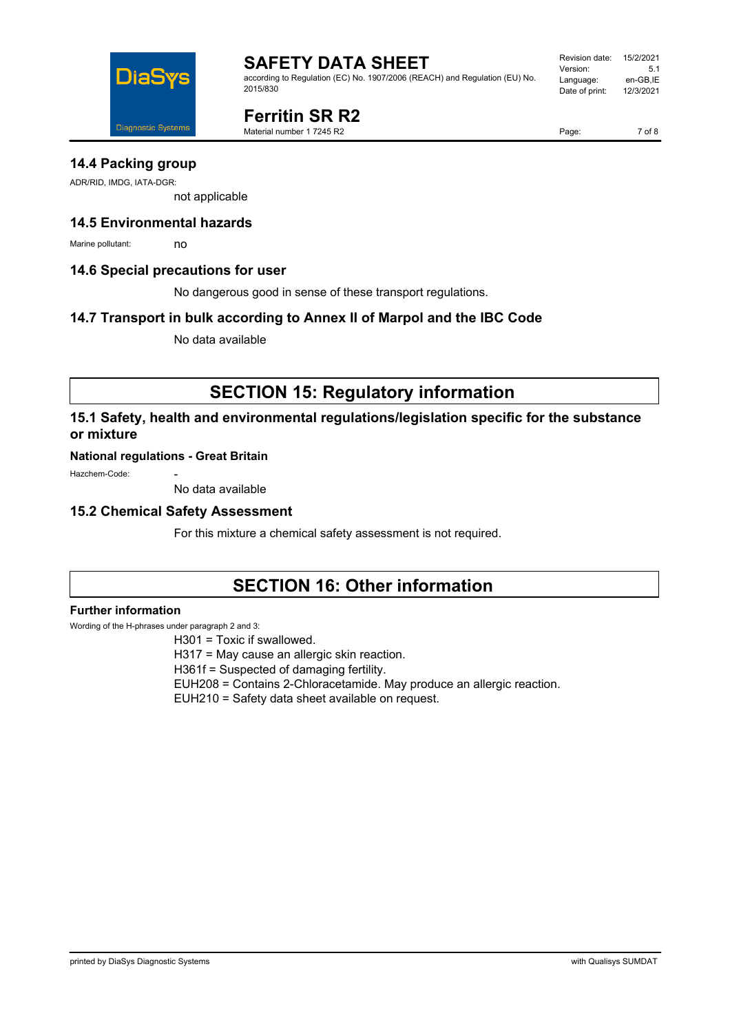## 14.4 Packing group

ADR/RID, IMDG, IATA-DGR:

not applicable

## 14.5 Environmental hazards

Marine pollutant: no

## 14.6 Special precautions for user

No dangerous good in sense of these transport regulations.

## 14.7 Transport in bulk according to Annex II of Marpol and the IBC Code

No data available

# SECTION 15: Regulatory information

## 15.1 Safety, health and environmental regulations/legislation specific for the substance or mixture

**National regulations - Great Britain**

Hazchem-Code: -

No data available

## 15.2 Chemical Safety Assessment

For this mixture a chemical safety assessment is not required.

# SECTION 16: Other information

**Further information**

Wording of the H-phrases under paragraph 2 and 3:

H301 = Toxic if swallowed.
H317 = May cause an allergic skin reaction.
H361f = Suspected of damaging fertility.
EUH208 = Contains 2-Chloracetamide. May produce an allergic reaction.
EUH210 = Safety data sheet available on request.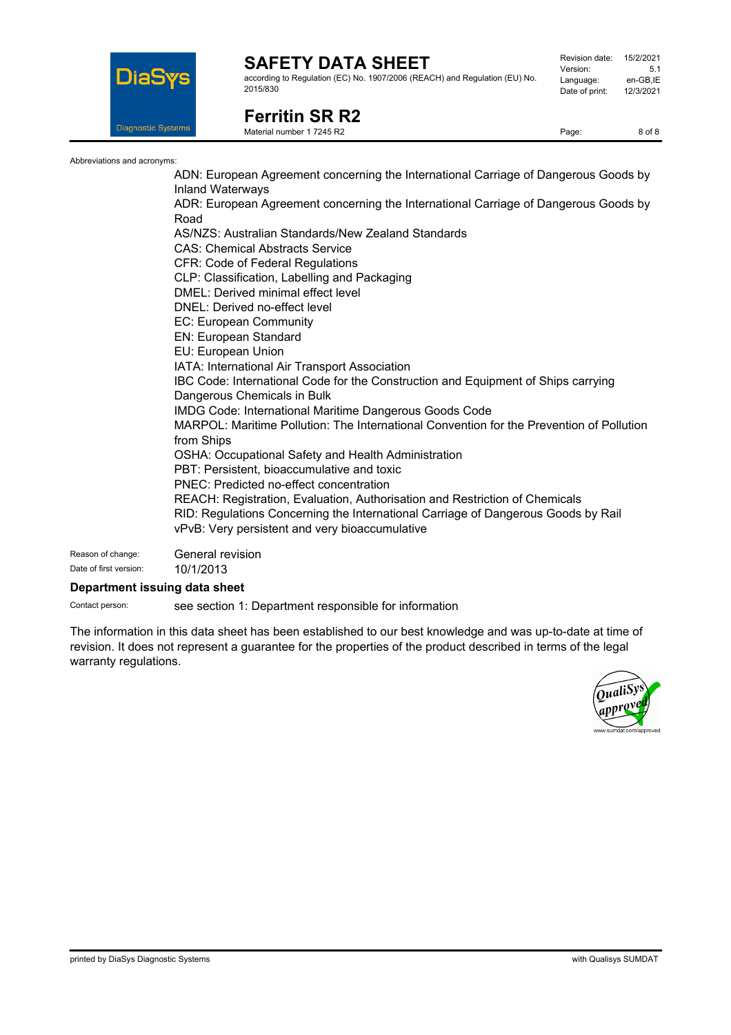Abbreviations and acronyms:

ADN: European Agreement concerning the International Carriage of Dangerous Goods by Inland Waterways
ADR: European Agreement concerning the International Carriage of Dangerous Goods by Road
AS/NZS: Australian Standards/New Zealand Standards
CAS: Chemical Abstracts Service
CFR: Code of Federal Regulations
CLP: Classification, Labelling and Packaging
DMEL: Derived minimal effect level
DNEL: Derived no-effect level
EC: European Community
EN: European Standard
EU: European Union
IATA: International Air Transport Association
IBC Code: International Code for the Construction and Equipment of Ships carrying Dangerous Chemicals in Bulk
IMDG Code: International Maritime Dangerous Goods Code
MARPOL: Maritime Pollution: The International Convention for the Prevention of Pollution from Ships
OSHA: Occupational Safety and Health Administration
PBT: Persistent, bioaccumulative and toxic
PNEC: Predicted no-effect concentration
REACH: Registration, Evaluation, Authorisation and Restriction of Chemicals
RID: Regulations Concerning the International Carriage of Dangerous Goods by Rail
vPvB: Very persistent and very bioaccumulative

Reason of change: General revision

Date of first version: 10/1/2013

**Department issuing data sheet**

Contact person: see section 1: Department responsible for information

The information in this data sheet has been established to our best knowledge and was up-to-date at time of revision. It does not represent a guarantee for the properties of the product described in terms of the legal warranty regulations.